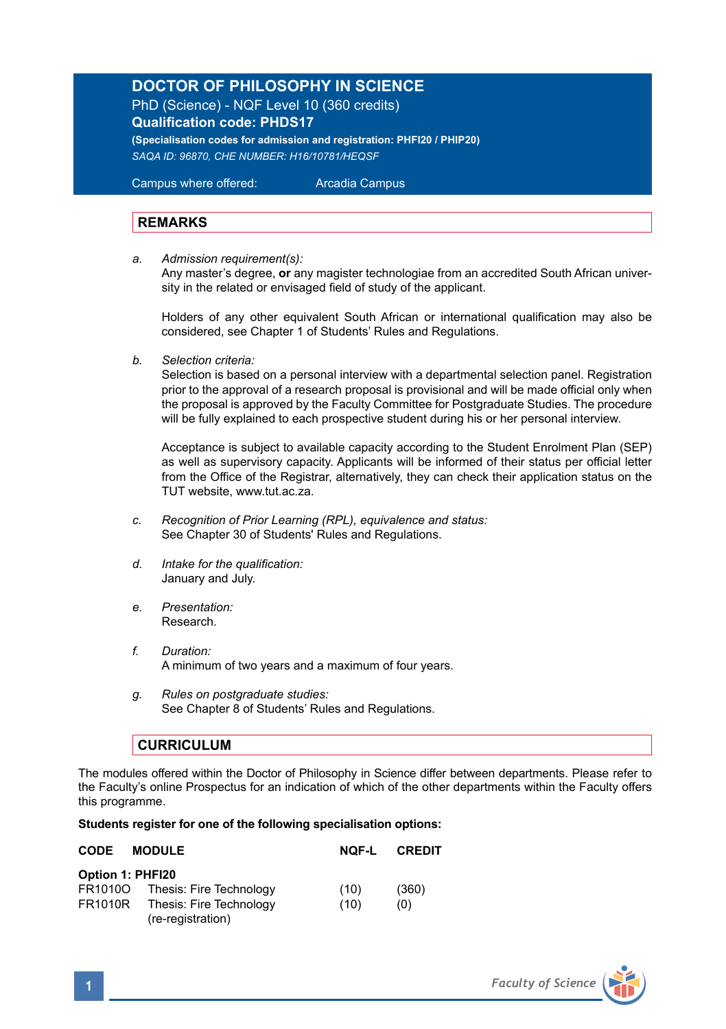# DOCTOR OF PHILOSOPHY IN SCIENCE

PhD (Science) - NQF Level 10 (360 credits)

**Qualification code: PHDS17**

**(Specialisation codes for admission and registration: PHFI20 / PHIP20)**

*SAQA ID: 96870, CHE NUMBER: H16/10781/HEQSF*

Campus where offered: Arcadia Campus

## REMARKS

*a. Admission requirement(s):*
Any master's degree, **or** any magister technologiae from an accredited South African university in the related or envisaged field of study of the applicant.

Holders of any other equivalent South African or international qualification may also be considered, see Chapter 1 of Students' Rules and Regulations.

*b. Selection criteria:*
Selection is based on a personal interview with a departmental selection panel. Registration prior to the approval of a research proposal is provisional and will be made official only when the proposal is approved by the Faculty Committee for Postgraduate Studies. The procedure will be fully explained to each prospective student during his or her personal interview.

Acceptance is subject to available capacity according to the Student Enrolment Plan (SEP) as well as supervisory capacity. Applicants will be informed of their status per official letter from the Office of the Registrar, alternatively, they can check their application status on the TUT website, www.tut.ac.za.

*c. Recognition of Prior Learning (RPL), equivalence and status:*
See Chapter 30 of Students' Rules and Regulations.

*d. Intake for the qualification:*
January and July.

*e. Presentation:*
Research.

*f. Duration:*
A minimum of two years and a maximum of four years.

*g. Rules on postgraduate studies:*
See Chapter 8 of Students' Rules and Regulations.

## CURRICULUM

The modules offered within the Doctor of Philosophy in Science differ between departments. Please refer to the Faculty's online Prospectus for an indication of which of the other departments within the Faculty offers this programme.

**Students register for one of the following specialisation options:**

| CODE | MODULE | NQF-L | CREDIT |
|---|---|---|---|
| **Option 1: PHFI20** | | | |
| FR1010O | Thesis: Fire Technology | (10) | (360) |
| FR1010R | Thesis: Fire Technology (re-registration) | (10) | (0) |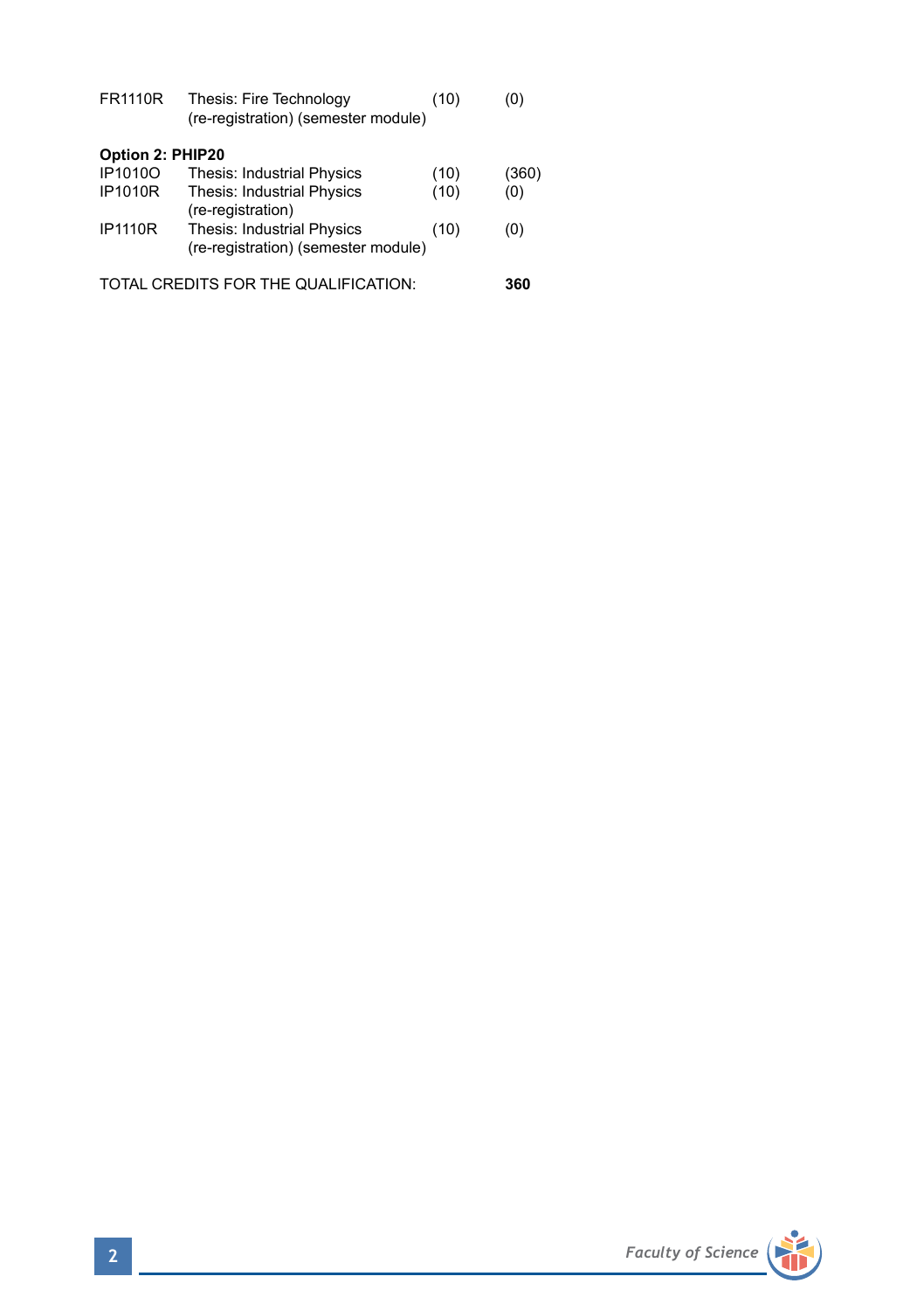| | | | |
|---|---|---|---|
| FR1110R | Thesis: Fire Technology (re-registration) (semester module) | (10) | (0) |

**Option 2: PHIP20**

| | | | |
|---|---|---|---|
| IP1010O | Thesis: Industrial Physics | (10) | (360) |
| IP1010R | Thesis: Industrial Physics (re-registration) | (10) | (0) |
| IP1110R | Thesis: Industrial Physics (re-registration) (semester module) | (10) | (0) |

TOTAL CREDITS FOR THE QUALIFICATION: **360**